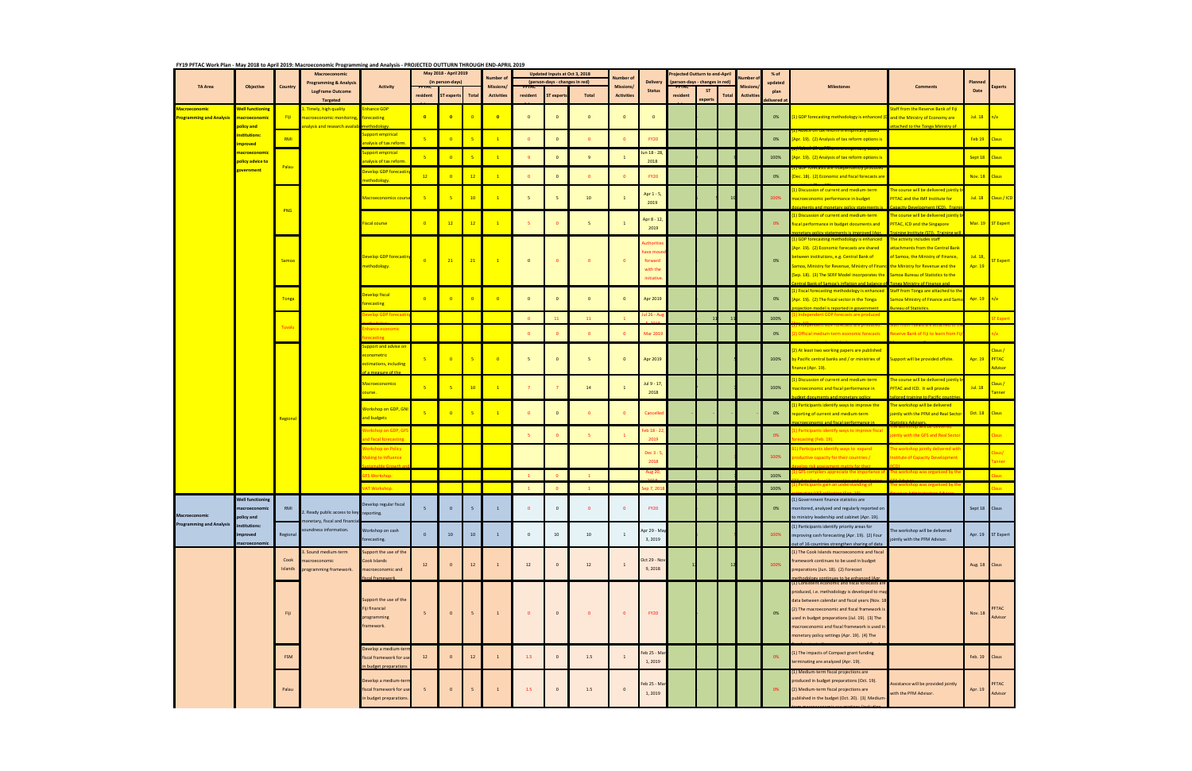FY19 PFTAC Work Plan - May 2018 to April 2019: Macroeconomic Programming and Analysis - PROJECTED OUTTURN THROUGH END-APRIL 2019

| TA Area | Objective | Country | Macroeconomic Programming & Analysis LogFrame Outcome Targeted | Activity | May 2018 - April 2019 (in person-days) | | | Number of Missions/ Activities | Updated Inputs at Oct 3, 2018 (person-days - changes in red) | | | Number of Missions/ Activities | Delivery Status | Projected Outturn to end-April (person-days - changes in red) | | | Number of Missions/ Activities | % of updated plan delivered at | Milestones | Comments | Planned Date | Experts |
|---|---|---|---|---|---|---|---|---|---|---|---|---|---|---|---|---|---|---|---|---|---|---|
| | | | | | PFTAC resident | ST experts | Total | | PFTAC resident | ST experts | Total | | | PFTAC resident | ST experts | Total | | | | | | |
| Macroeconomic Programming and Analysis | Well functioning macroeconomic policy and institutions: improved macroeconomic policy advice to government | Fiji | 1. Timely, high quality macroeconomic monitoring, analysis and research available | Enhance GDP forecasting methodology. | 0 | 0 | 0 | 0 | 0 | 0 | 0 | 0 | 0 | | | - | | 0% | (1) GDP forecasting methodology is enhanced (D | Staff from the Reserve Bank of Fiji and the Ministry of Economy are attached to the Tonga Ministry of | Jul. 18 | n/a |
| | | RMI | | Support empirical analysis of tax reform. | 5 | 0 | 5 | 1 | 0 | 0 | 0 | 0 | FY20 | | | - | | 0% | (1) Advice on tax reform is empirically based (Apr. 19). (2) Analysis of tax reform options is | | Feb 19 | Claus |
| | | Palau | | Support empirical analysis of tax reform. | 5 | 0 | 5 | 1 | 9 | 0 | 9 | 1 | Jun 18 - 28, 2018 | | | - | | 100% | (1) Advice on tax reform is empirically based (Apr. 19). (2) Analysis of tax reform options is | | Sept 18 | Claus |
| | | | | Develop GDP forecasting methodology. | 12 | 0 | 12 | 1 | 0 | 0 | 0 | 0 | FY20 | | | - | | 0% | (1) GDP forecasts are independently produced (Dec. 18). (2) Economic and fiscal forecasts are | | Nov. 18 | Claus |
| | | PNG | | Macroeconomics course | 5 | 5 | 10 | 1 | 5 | 5 | 10 | 1 | Apr 1 - 5, 2019 | | | 10 | | 100% | (1) Discussion of current and medium-term macroeconomic performance in budget documents and monetary policy statements is | The course will be delivered jointly by PFTAC and the IMF Institute for Capacity Development (ICD). Trainin | Jul. 18 | Claus / ICD |
| | | | | Fiscal course | 0 | 12 | 12 | 1 | 5 | 0 | 5 | 1 | Apr 8 - 12, 2019 | | | | | 0% | (1) Discussion of current and medium-term fiscal performance in budget documents and monetary policy statements is improved (Apr. | The course will be delivered jointly by PFTAC, ICD and the Singapore Training Institute (STI). Training will | Mar. 19 | ST Expert |
| | | Samoa | | Develop GDP forecasting methodology. | 0 | 21 | 21 | 1 | 0 | 0 | 0 | 0 | Authorities have moved forward with the initiative. | | | | | 0% | (1) GDP forecasting methodology is enhanced (Apr. 19). (2) Economic forecasts are shared between institutions, e.g. Central Bank of Samoa, Ministry for Revenue, Ministry of Finance (Sep. 18). (3) The SERF Model incorporates the Central Bank of Samoa's inflation and balance of | The activity includes staff attachments from the Central Bank of Samoa, the Ministry of Finance, the Ministry for Revenue and the Samoa Bureau of Statistics to the Tonga Ministry of Finance and | Jul. 18, Apr. 19 | ST Expert |
| | | Tonga | | Develop fiscal forecasting | 0 | 0 | 0 | 0 | 0 | 0 | 0 | 0 | Apr 2019 | | | | | 0% | (1) Fiscal forecasting methodology is enhanced (Apr. 19). (2) The fiscal sector in the Tonga projection model is reported in government | Staff from Tonga are attached to the Samoa Ministry of Finance and Samoa Bureau of Statistics. | Apr. 19 | n/a |
| | | Tuvalu | | Develop GDP forecasting | | | | | 0 | 11 | 11 | 1 | Jul 20 - Aug | | 11 | 11 | | 100% | (1) Independent GDP forecasts are produced | | | ST Expert |
| | | | | Enhance economic forecasting | | | | | 0 | 0 | 0 | 0 | Mar 2019 | | | | | 0% | (1) Independent GDP forecasts are produced (2) Official medium-term economic forecasts | Staff from Tuvalu are attached to the Reserve Bank of Fiji to learn from Fiji | | n/a |
| | | Regional | | Support and advise on econometric estimations, including of a measure of the | 5 | 0 | 5 | 0 | 5 | 0 | 5 | 0 | Apr 2019 | | | | | 100% | (2) At least two working papers are published by Pacific central banks and / or ministries of finance (Apr. 19). | Support will be provided offsite. | Apr. 19 | Claus / PFTAC Advisor |
| | | | | Macroeconomics course. | 5 | 5 | 10 | 1 | 7 | 7 | 14 | 1 | Jul 9 - 17, 2018 | | | | | 100% | (1) Discussion of current and medium-term macroeconomic and fiscal performance in budget documents and monetary policy | The course will be delivered jointly by PFTAC and ICD. It will provide tailored training to Pacific countries. | Jul. 18 | Claus / Tanner |
| | | | | Workshop on GDP, GNI and budgets | 5 | 0 | 5 | 1 | 0 | 0 | 0 | 0 | Cancelled | - | - | - | | 0% | (1) Participants identify ways to improve the reporting of current and medium-term macroeconomic and fiscal performance in | The workshop will be delivered jointly with the PFM and Real Sector Statistics Advisors | Oct. 18 | Claus |
| | | | | Workshop on GDP, GFS and fiscal forecasting | | | | | 5 | 0 | 5 | 1 | Feb 18 - 22, 2019 | | | | | 0% | (1) Participants identify ways to improve fiscal forecasting (Feb. 19). | The workshop will be delivered jointly with the GFS and Real Sector | | Claus |
| | | | | Workshop on Policy Making to Influence Sustainable Growth and | | | | | | | | | Dec 3 - 5, 2018 | | | | | 100% | 9) Participants identify ways to expand productive capacity for their countries / develop risk assessment matrix for their | The workshop jointly delivered with Institute of Capacity Development (ICD) | | Claus / Tanner |
| | | | | GFS Workshop | | | | | 1 | 0 | 1 | | Aug 20, | | | | | 100% | (1) GFS compilers appreciate the importance of | The workshop was organized by the | | Claus |
| | | | | VAT Workshop | | | | | 1 | 0 | 1 | | Sep 7, 2018 | | | | | 100% | (1) Participants gain an understanding of | The workshop was organized by the | | Claus |
| Macroeconomic Programming and Analysis | Well functioning macroeconomic policy and institutions: improved macroeconomic | RMI | 2. Ready public access to key monetary, fiscal and financial soundness information. | Develop regular fiscal reporting | 5 | 0 | 5 | 1 | 0 | 0 | 0 | 0 | FY20 | | | - | | 0% | (1) Government finance statistics are monitored, analyzed and regularly reported on to ministry leadership and cabinet (Apr. 19). | | Sept 18 | Claus |
| | | Regional | | Workshop on cash forecasting. | 0 | 10 | 10 | 1 | 0 | 10 | 10 | 1 | Apr 29 - May 3, 2019 | | | | | 100% | (1) Participants identify priority areas for improving cash forecasting (Apr. 19). (2) Four out of 16 countries strengthen sharing of data | The workshop will be delivered jointly with the PFM Advisor. | Apr. 19 | ST Expert |
| | | Cook Islands | 3. Sound medium-term macroeconomic programming framework. | Support the use of the Cook Islands macroeconomic and fiscal framework. | 12 | 0 | 12 | 1 | 12 | 0 | 12 | 1 | Oct 29 - Nov 9, 2018 | 12 | | 12 | | 100% | (1) The Cook Islands macroeconomic and fiscal framework continues to be used in budget preparations (Jun. 18). (2) Forecast methodology continues to be enhanced (Apr. | | Aug. 18 | Claus |
| | | Fiji | | Support the use of the Fiji financial programming framework. | 5 | 0 | 5 | 1 | 0 | 0 | 0 | 0 | FY20 | | | - | | 0% | (1) Consistent economic and fiscal forecasts are produced, i.e. methodology is developed to map data between calendar and fiscal years (Nov. 18). (2) The macroeconomic and fiscal framework is used in budget preparations (Jul. 19). (3) The macroeconomic and fiscal framework is used in monetary policy settings (Apr. 19). (4) The | | Nov. 18 | PFTAC Advisor |
| | | FSM | | Develop a medium-term fiscal framework for use in budget preparations. | 12 | 0 | 12 | 1 | 1.5 | 0 | 1.5 | 1 | Feb 25 - Mar 1, 2019 | | | | | 0% | (1) The impacts of Compact grant funding terminating are analyzed (Apr. 19). | | Feb. 19 | Claus |
| | | Palau | | Develop a medium-term fiscal framework for use in budget preparations. | 5 | 0 | 5 | 1 | 1.5 | 0 | 1.5 | 0 | Feb 25 - Mar 1, 2019 | | | | | 0% | (1) Medium-term fiscal projections are produced in budget preparations (Oct. 19). (2) Medium-term fiscal projections are published in the budget (Oct. 20). (3) Medium- | Assistance will be provided jointly with the PFM Advisor. | Apr. 19 | PFTAC Advisor |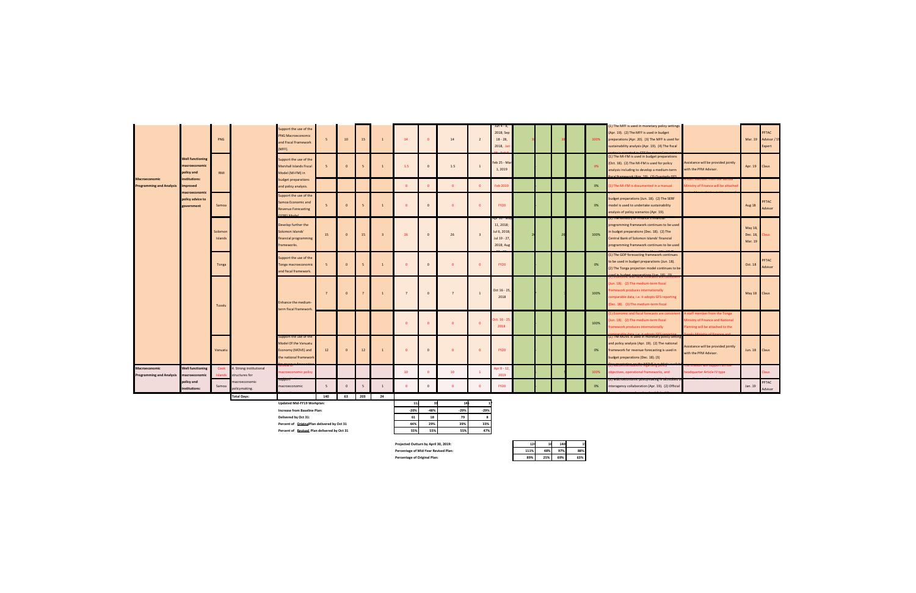| | | | | | | | | | | | | | | | | | | | | | | |
|---|---|---|---|---|---|---|---|---|---|---|---|---|---|---|---|---|---|---|---|---|---|---|
| Macroeconomic Programming and Analysis | Well functioning macroeconomic policy and institutions: improved macroeconomic policy advice to government | PNG | | Support the use of the PNG Macroeconomic and Fiscal Framework (MFF). | 5 | 10 | 15 | 1 | 14 | 0 | 14 | 2 | Jun 4 - 8, 2018; Sep 18 - 28, 2018, Jan | 3 | | 3 | | 100% | (1) The MFF is used in monetary policy settings (Apr. 19). (2) The MFF is used in budget preparations (Apr. 20). (3) The MFF is used for sustainability analysis (Apr. 19). (4) The fiscal | | Mar. 19 | PFTAC Advisor / ST Expert |
| | | RMI | | Support the use of the Marshall Islands Fiscal Model (MI-FM) in budget preparations and policy analysis. | 5 | 0 | 5 | 1 | 1.5 | 0 | 1.5 | 1 | Feb 25 - Mar 1, 2019 | | | | | 0% | (1) The MI-FM is used in budget preparations (Oct. 18). (2) The MI-FM is used for policy analysis including to develop a medium-term fiscal framework (Apr. 19). (3) Quarterly GFS | Assistance will be provided jointly with the PFM Advisor. | Apr. 19 | Claus |
| | | | | | | | | | 0 | 0 | 0 | 0 | Feb 2019 | | | | | 0% | (1) The MI-FM is documented in a manual. | Ministry of Finance will be attached | | |
| | | Samoa | | Support the use of the Samoa Economic and Revenue Forecasting (SERF) Model | 5 | 0 | 5 | 1 | 0 | 0 | 0 | 0 | FY20 | | | | | 0% | budget preparations (Jun. 18). (2) The SERF model is used to undertake sustainability analysis of policy scenarios (Apr. 19). | | Aug 18 | PFTAC Advisor |
| | | Solomon Islands | | Develop further the Solomon Islands' financial programming frameworks. | 15 | 0 | 15 | 3 | 26 | 0 | 26 | 3 | Apr 30 - May 11, 2018; Jul 6, 2018; Jul 19 - 27, 2018; Aug | 26 | | 26 | | 100% | (1) The Ministry of Finance financial programming framework continues to be used in budget preparations (Dec. 18). (2) The Central Bank of Solomon Islands' financial programming framework continues to be used | | May 18, Dec. 18, Mar. 19 | Claus |
| | | Tonga | | Support the use of the Tonga macroeconomic and fiscal framework. | 5 | 0 | 5 | 1 | 0 | 0 | 0 | 0 | FY20 | | | | | 0% | (1) The GDP forecasting framework continues to be used in budget preparations (Jun. 18). (2) The Tonga projection model continues to be used in budget preparations (Jun. 18). (3) | | Oct. 18 | PFTAC Advisor |
| | | Tuvalu | | Enhance the medium-term fiscal framework. | 7 | 0 | 7 | 1 | 7 | 0 | 7 | 1 | Oct 16 - 25, 2018 | 7 | | 7 | | 100% | (Jun. 18). (2) The medium-term fiscal framework produces internationally comparable data, i.e. it adopts GFS reporting (Dec. 18). (3) The medium-term fiscal | | May 18 | Claus |
| | | | | | | | | | 0 | 0 | 0 | 0 | Oct. 16 - 25, 2018 | | | | | 100% | (1) Economic and fiscal forecasts are consistent (Jun. 18). (2) The medium-term fiscal framework produces internationally | A staff member from the Tonga Ministry of Finance and National Planning will be attached to the | | |
| | | Vanuatu | | Support the use of the Model Of the Vanuatu Economy (MOVE) and the national framework | 12 | 0 | 12 | 1 | 0 | 0 | 0 | 0 | FY20 | | | | | 0% | (1) The MOVE is used in monetary policy setting and policy analysis (Apr. 19). (2) The national framework for revenue forecasting is used in budget preparations (Dec. 18). (3) | Assistance will be provided jointly with the PFM Advisor. | Jun. 18 | Claus |
| Macroeconomic Programming and Analysis | Well functioning macroeconomic policy and institutions: | Cook Islands | 4. Strong institutional structures for macroeconomic policymaking. | Review of macroeconomic policy | | | | | 10 | 0 | 10 | 1 | Apr 8 - 12, 2019 | | | 5 | | 100% | (1) Recommendations regarding policy objectives, operational frameworks, and | The mission will support on the headquarter Article IV type | | Claus |
| | | Samoa | | Support macroeconomic | 5 | 0 | 5 | 1 | 0 | 0 | 0 | 0 | FY20 | | | | | 0% | (1) Macroeconomic policymaking is facilitated by interagency collaboration (Apr. 19). (2) Official | | Jan. 19 | PFTAC Advisor |
| | | | Total Days: | | 140 | 63 | 203 | 24 | | | | | | | | | | | | | | |

| | | | | |
|---|---|---|---|---|
| Updated Mid-FY19 Workplan: | 112 | 33 | 145 | 17 |
| Increase from Baseline Plan: | -20% | -48% | -29% | -29% |
| Delivered by Oct 31: | 61 | 18 | 79 | 8 |
| Percent of Original Plan delivered by Oct 31 | 44% | 29% | 39% | 33% |
| Percent of Revised Plan delivered by Oct 31 | 55% | 55% | 55% | 47% |

| | | | | |
|---|---|---|---|---|
| Projected Outturn by April 30, 2019: | 124 | 16 | 140 | 15 |
| Percentage of Mid-Year Revised Plan: | 111% | 48% | 97% | 88% |
| Percentage of Original Plan: | 89% | 25% | 69% | 63% |